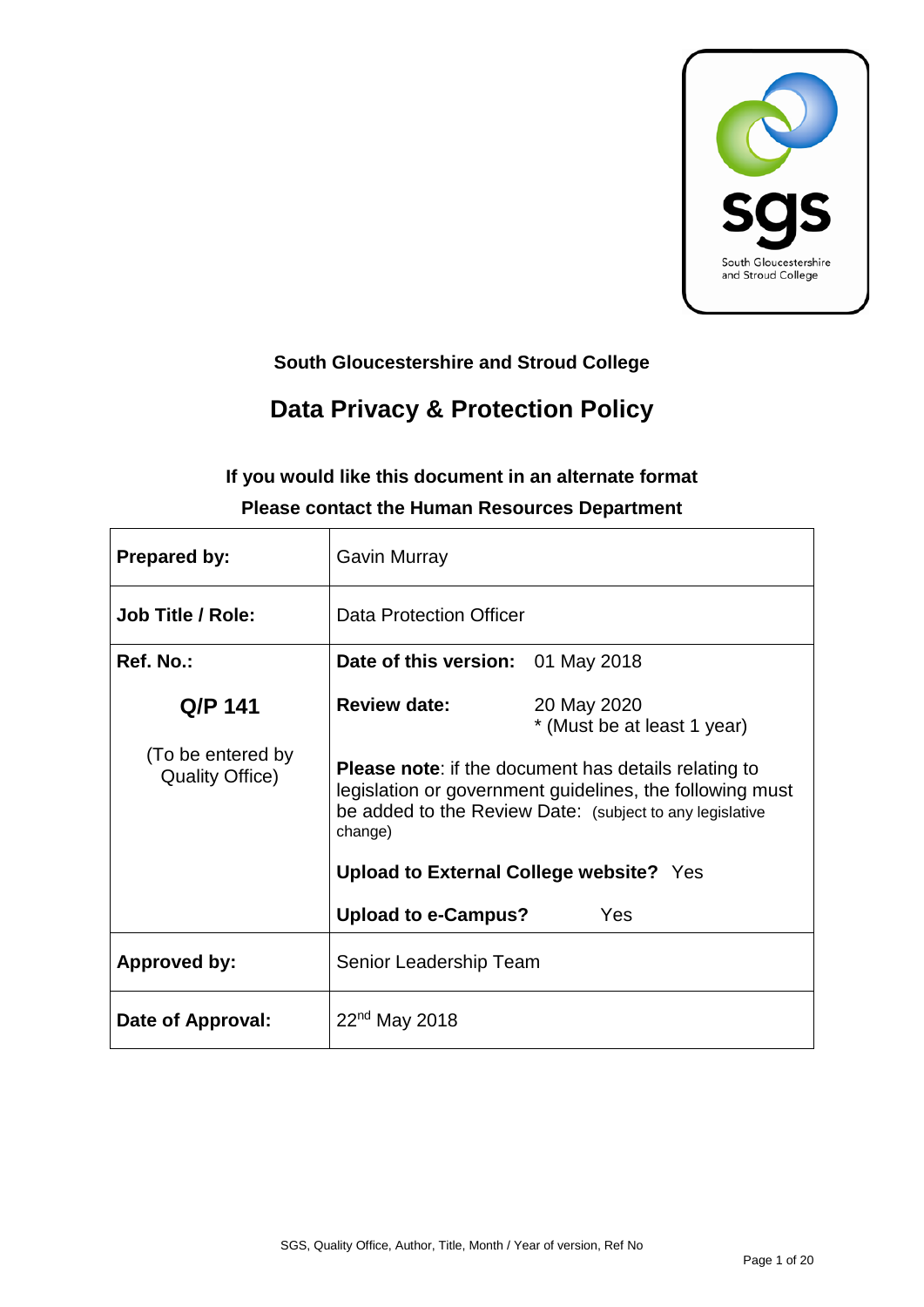South Gloucestershire and Stroud College

# South Gloucestershire and Stroud College

# Data Privacy & Protection Policy

**If you would like this document in an alternate format**
**Please contact the Human Resources Department**

| **Prepared by:** | Gavin Murray |
|---|---|
| **Job Title / Role:** | Data Protection Officer |
| **Ref. No.:** <br> **Q/P 141** <br> (To be entered by Quality Office) | **Date of this version:** 01 May 2018 <br> **Review date:** 20 May 2020 * (Must be at least 1 year) <br> **Please note**: if the document has details relating to legislation or government guidelines, the following must be added to the Review Date: (subject to any legislative change) <br> **Upload to External College website?** Yes <br> **Upload to e-Campus?** Yes |
| **Approved by:** | Senior Leadership Team |
| **Date of Approval:** | 22nd May 2018 |

SGS, Quality Office, Author, Title, Month / Year of version, Ref No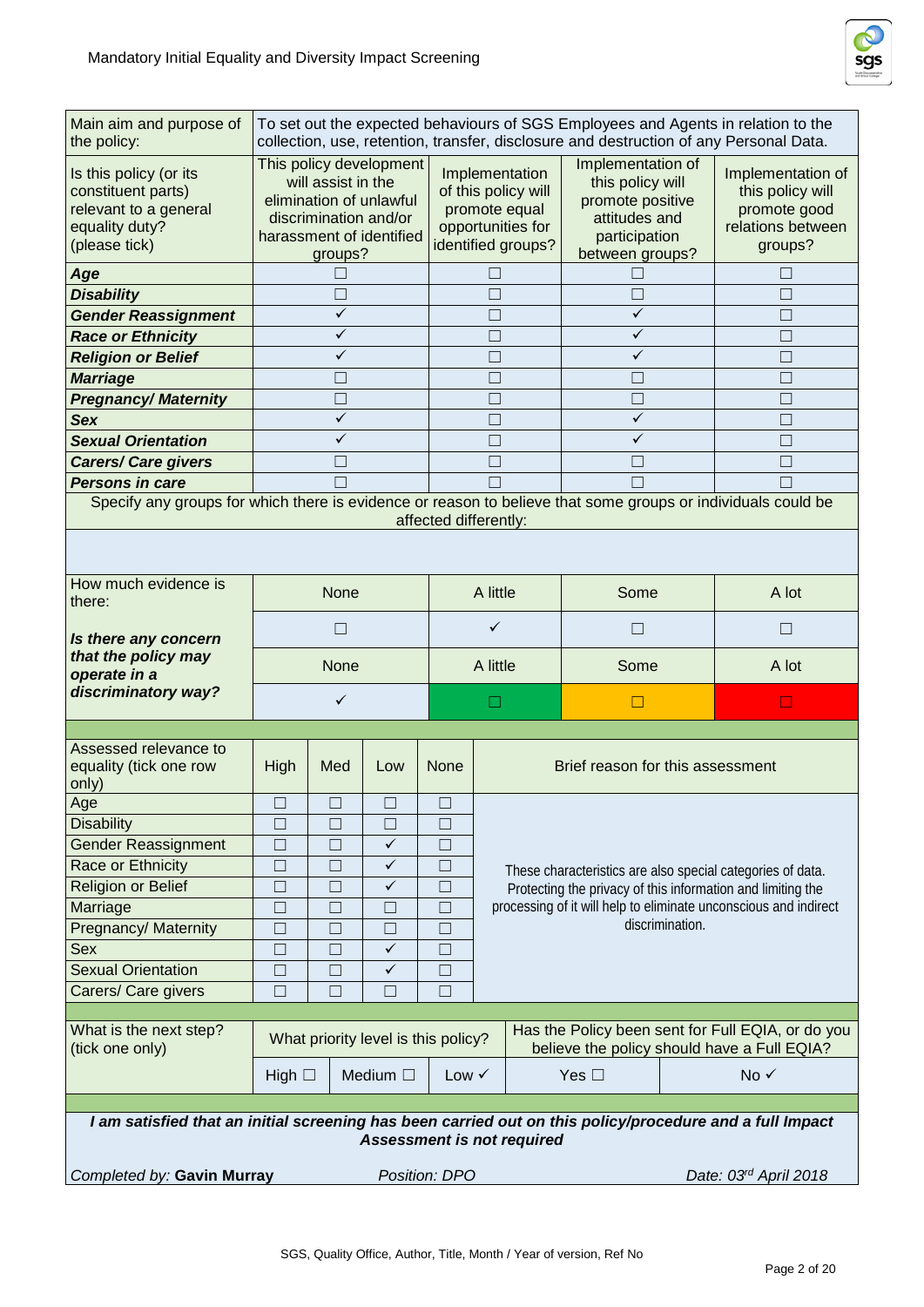Mandatory Initial Equality and Diversity Impact Screening

| Main aim and purpose of the policy: | To set out the expected behaviours of SGS Employees and Agents in relation to the collection, use, retention, transfer, disclosure and destruction of any Personal Data. | | | |
|---|---|---|---|---|
| Is this policy (or its constituent parts) relevant to a general equality duty? (please tick) | This policy development will assist in the elimination of unlawful discrimination and/or harassment of identified groups? | Implementation of this policy will promote equal opportunities for identified groups? | Implementation of this policy will promote positive attitudes and participation between groups? | Implementation of this policy will promote good relations between groups? |
| ***Age*** | ☐ | ☐ | ☐ | ☐ |
| ***Disability*** | ☐ | ☐ | ☐ | ☐ |
| ***Gender Reassignment*** | ✓ | ☐ | ✓ | ☐ |
| ***Race or Ethnicity*** | ✓ | ☐ | ✓ | ☐ |
| ***Religion or Belief*** | ✓ | ☐ | ✓ | ☐ |
| ***Marriage*** | ☐ | ☐ | ☐ | ☐ |
| ***Pregnancy/ Maternity*** | ☐ | ☐ | ☐ | ☐ |
| ***Sex*** | ✓ | ☐ | ✓ | ☐ |
| ***Sexual Orientation*** | ✓ | ☐ | ✓ | ☐ |
| ***Carers/ Care givers*** | ☐ | ☐ | ☐ | ☐ |
| ***Persons in care*** | ☐ | ☐ | ☐ | ☐ |

Specify any groups for which there is evidence or reason to believe that some groups or individuals could be affected differently:

| How much evidence is there: | None | A little | Some | A lot |
|---|---|---|---|---|
| | ☐ | ✓ | ☐ | ☐ |
| ***Is there any concern that the policy may operate in a discriminatory way?*** | None | A little | Some | A lot |
| | ✓ | ☐ | ☐ | ☐ |

| Assessed relevance to equality (tick one row only) | High | Med | Low | None | Brief reason for this assessment |
|---|---|---|---|---|---|
| Age | ☐ | ☐ | ☐ | ☐ | These characteristics are also special categories of data. Protecting the privacy of this information and limiting the processing of it will help to eliminate unconscious and indirect discrimination. |
| Disability | ☐ | ☐ | ☐ | ☐ | |
| Gender Reassignment | ☐ | ☐ | ✓ | ☐ | |
| Race or Ethnicity | ☐ | ☐ | ✓ | ☐ | |
| Religion or Belief | ☐ | ☐ | ✓ | ☐ | |
| Marriage | ☐ | ☐ | ☐ | ☐ | |
| Pregnancy/ Maternity | ☐ | ☐ | ☐ | ☐ | |
| Sex | ☐ | ☐ | ✓ | ☐ | |
| Sexual Orientation | ☐ | ☐ | ✓ | ☐ | |
| Carers/ Care givers | ☐ | ☐ | ☐ | ☐ | |

| What is the next step? (tick one only) | What priority level is this policy? | | | Has the Policy been sent for Full EQIA, or do you believe the policy should have a Full EQIA? | |
|---|---|---|---|---|---|
| | High ☐ | Medium ☐ | Low ✓ | Yes ☐ | No ✓ |

***I am satisfied that an initial screening has been carried out on this policy/procedure and a full Impact Assessment is not required***

*Completed by:* **Gavin Murray** *Position: DPO* *Date: 03rd April 2018*

SGS, Quality Office, Author, Title, Month / Year of version, Ref No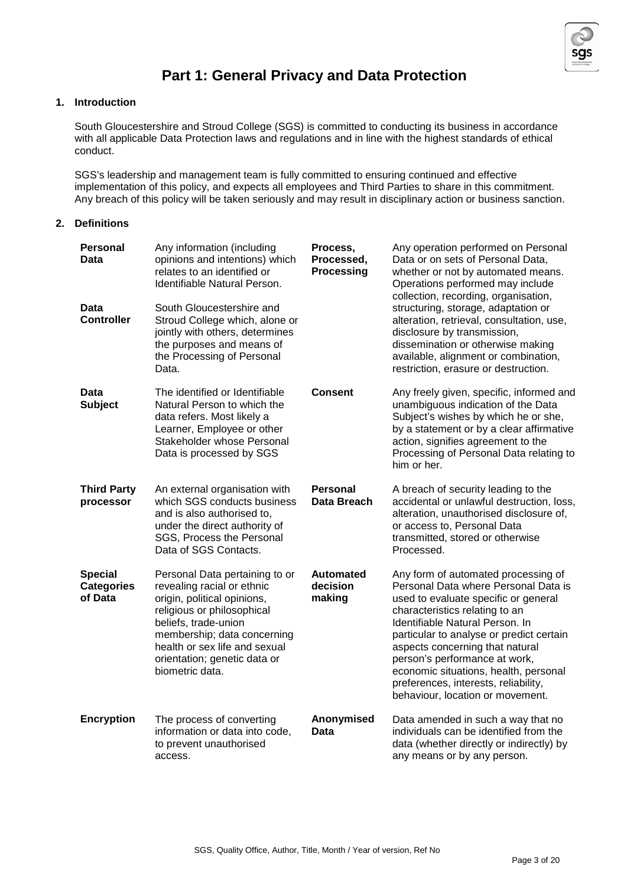# Part 1: General Privacy and Data Protection

## 1. Introduction

South Gloucestershire and Stroud College (SGS) is committed to conducting its business in accordance with all applicable Data Protection laws and regulations and in line with the highest standards of ethical conduct.

SGS's leadership and management team is fully committed to ensuring continued and effective implementation of this policy, and expects all employees and Third Parties to share in this commitment. Any breach of this policy will be taken seriously and may result in disciplinary action or business sanction.

## 2. Definitions

| Term | Definition |
|---|---|
| **Personal Data** | Any information (including opinions and intentions) which relates to an identified or Identifiable Natural Person. |
| **Data Controller** | South Gloucestershire and Stroud College which, alone or jointly with others, determines the purposes and means of the Processing of Personal Data. |
| **Data Subject** | The identified or Identifiable Natural Person to which the data refers. Most likely a Learner, Employee or other Stakeholder whose Personal Data is processed by SGS |
| **Third Party processor** | An external organisation with which SGS conducts business and is also authorised to, under the direct authority of SGS, Process the Personal Data of SGS Contacts. |
| **Special Categories of Data** | Personal Data pertaining to or revealing racial or ethnic origin, political opinions, religious or philosophical beliefs, trade-union membership; data concerning health or sex life and sexual orientation; genetic data or biometric data. |
| **Encryption** | The process of converting information or data into code, to prevent unauthorised access. |
| **Process, Processed, Processing** | Any operation performed on Personal Data or on sets of Personal Data, whether or not by automated means. Operations performed may include collection, recording, organisation, structuring, storage, adaptation or alteration, retrieval, consultation, use, disclosure by transmission, dissemination or otherwise making available, alignment or combination, restriction, erasure or destruction. |
| **Consent** | Any freely given, specific, informed and unambiguous indication of the Data Subject's wishes by which he or she, by a statement or by a clear affirmative action, signifies agreement to the Processing of Personal Data relating to him or her. |
| **Personal Data Breach** | A breach of security leading to the accidental or unlawful destruction, loss, alteration, unauthorised disclosure of, or access to, Personal Data transmitted, stored or otherwise Processed. |
| **Automated decision making** | Any form of automated processing of Personal Data where Personal Data is used to evaluate specific or general characteristics relating to an Identifiable Natural Person. In particular to analyse or predict certain aspects concerning that natural person's performance at work, economic situations, health, personal preferences, interests, reliability, behaviour, location or movement. |
| **Anonymised Data** | Data amended in such a way that no individuals can be identified from the data (whether directly or indirectly) by any means or by any person. |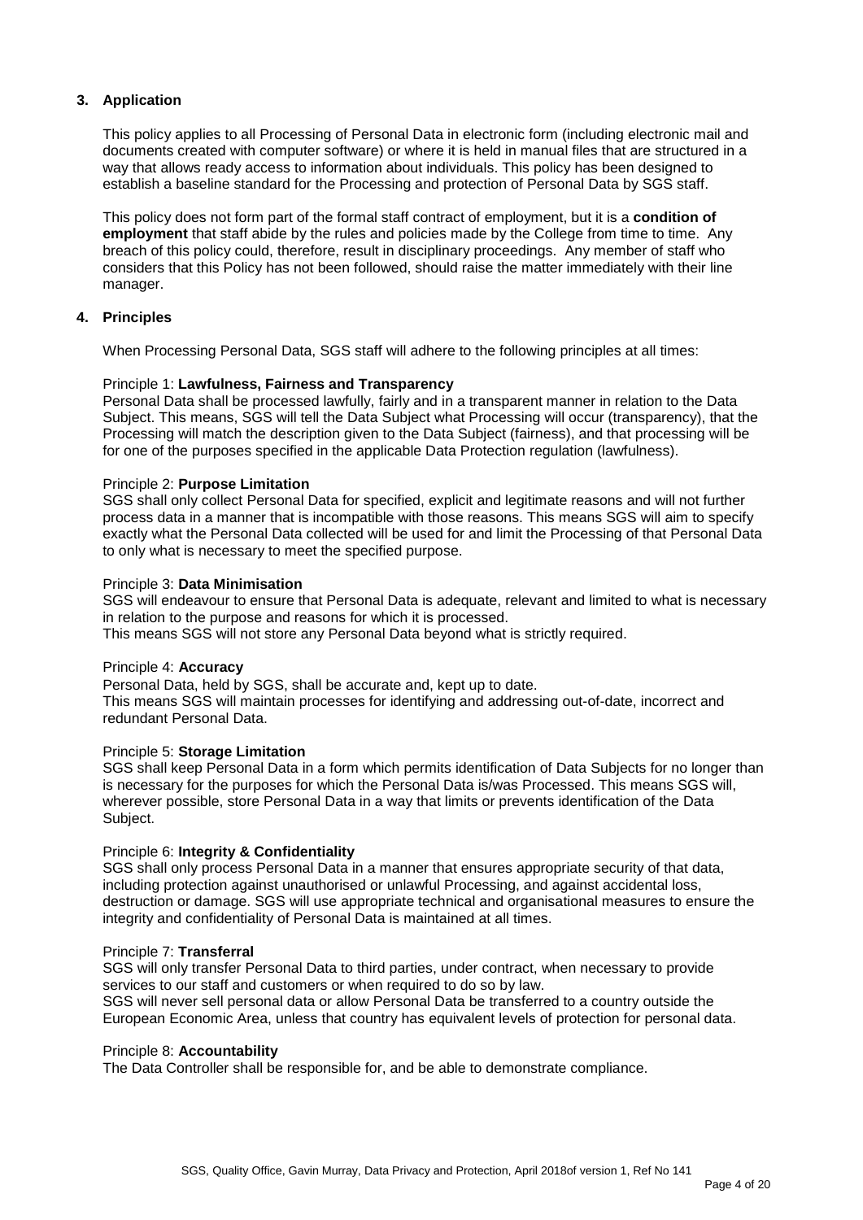## 3. Application

This policy applies to all Processing of Personal Data in electronic form (including electronic mail and documents created with computer software) or where it is held in manual files that are structured in a way that allows ready access to information about individuals. This policy has been designed to establish a baseline standard for the Processing and protection of Personal Data by SGS staff.

This policy does not form part of the formal staff contract of employment, but it is a **condition of employment** that staff abide by the rules and policies made by the College from time to time. Any breach of this policy could, therefore, result in disciplinary proceedings. Any member of staff who considers that this Policy has not been followed, should raise the matter immediately with their line manager.

## 4. Principles

When Processing Personal Data, SGS staff will adhere to the following principles at all times:

Principle 1: **Lawfulness, Fairness and Transparency**
Personal Data shall be processed lawfully, fairly and in a transparent manner in relation to the Data Subject. This means, SGS will tell the Data Subject what Processing will occur (transparency), that the Processing will match the description given to the Data Subject (fairness), and that processing will be for one of the purposes specified in the applicable Data Protection regulation (lawfulness).

Principle 2: **Purpose Limitation**
SGS shall only collect Personal Data for specified, explicit and legitimate reasons and will not further process data in a manner that is incompatible with those reasons. This means SGS will aim to specify exactly what the Personal Data collected will be used for and limit the Processing of that Personal Data to only what is necessary to meet the specified purpose.

Principle 3: **Data Minimisation**
SGS will endeavour to ensure that Personal Data is adequate, relevant and limited to what is necessary in relation to the purpose and reasons for which it is processed.
This means SGS will not store any Personal Data beyond what is strictly required.

Principle 4: **Accuracy**
Personal Data, held by SGS, shall be accurate and, kept up to date.
This means SGS will maintain processes for identifying and addressing out-of-date, incorrect and redundant Personal Data.

Principle 5: **Storage Limitation**
SGS shall keep Personal Data in a form which permits identification of Data Subjects for no longer than is necessary for the purposes for which the Personal Data is/was Processed. This means SGS will, wherever possible, store Personal Data in a way that limits or prevents identification of the Data Subject.

Principle 6: **Integrity & Confidentiality**
SGS shall only process Personal Data in a manner that ensures appropriate security of that data, including protection against unauthorised or unlawful Processing, and against accidental loss, destruction or damage. SGS will use appropriate technical and organisational measures to ensure the integrity and confidentiality of Personal Data is maintained at all times.

Principle 7: **Transferral**
SGS will only transfer Personal Data to third parties, under contract, when necessary to provide services to our staff and customers or when required to do so by law.
SGS will never sell personal data or allow Personal Data be transferred to a country outside the European Economic Area, unless that country has equivalent levels of protection for personal data.

Principle 8: **Accountability**
The Data Controller shall be responsible for, and be able to demonstrate compliance.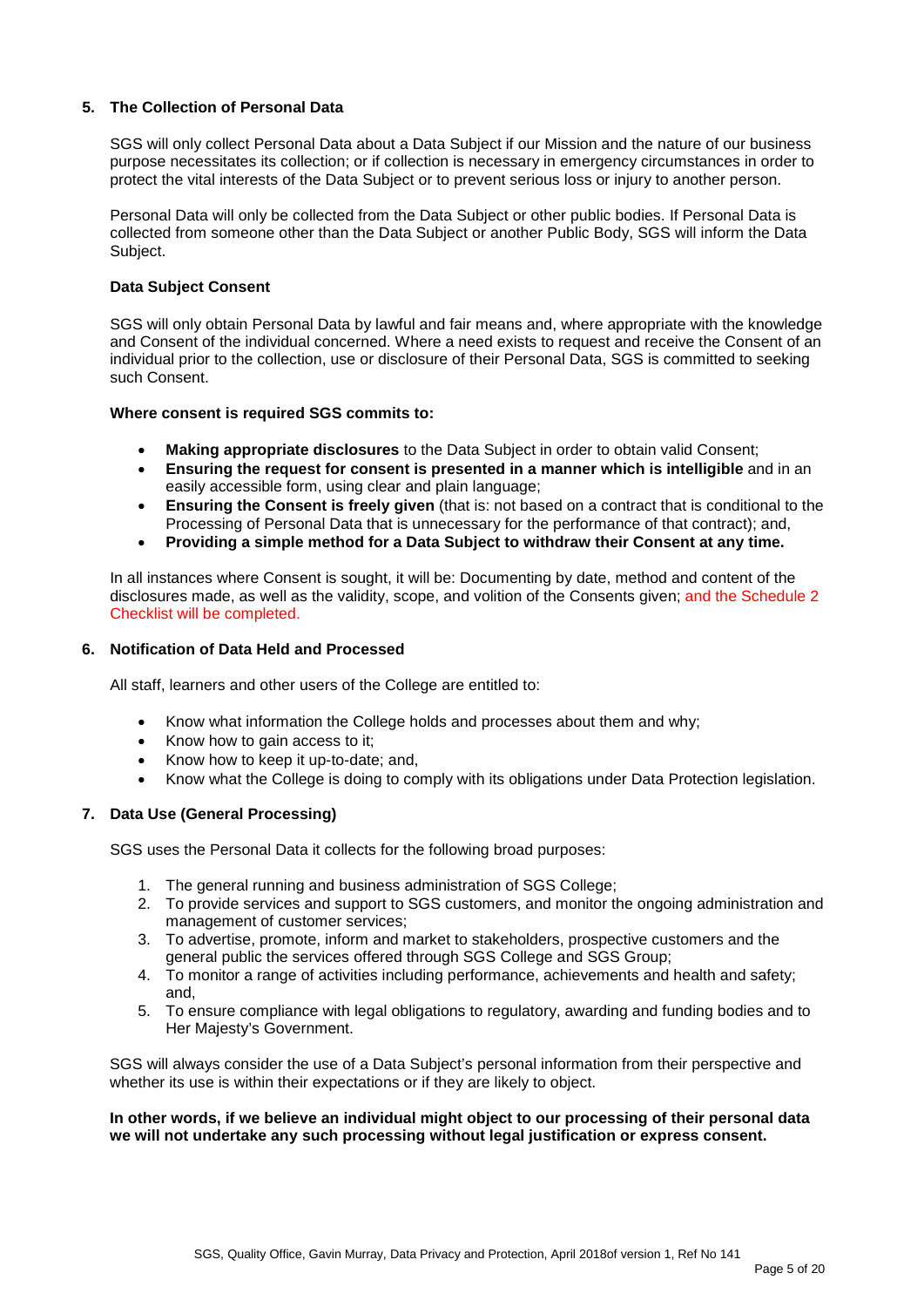## 5. The Collection of Personal Data

SGS will only collect Personal Data about a Data Subject if our Mission and the nature of our business purpose necessitates its collection; or if collection is necessary in emergency circumstances in order to protect the vital interests of the Data Subject or to prevent serious loss or injury to another person.

Personal Data will only be collected from the Data Subject or other public bodies. If Personal Data is collected from someone other than the Data Subject or another Public Body, SGS will inform the Data Subject.

### Data Subject Consent

SGS will only obtain Personal Data by lawful and fair means and, where appropriate with the knowledge and Consent of the individual concerned. Where a need exists to request and receive the Consent of an individual prior to the collection, use or disclosure of their Personal Data, SGS is committed to seeking such Consent.

**Where consent is required SGS commits to:**

- **Making appropriate disclosures** to the Data Subject in order to obtain valid Consent;
- **Ensuring the request for consent is presented in a manner which is intelligible** and in an easily accessible form, using clear and plain language;
- **Ensuring the Consent is freely given** (that is: not based on a contract that is conditional to the Processing of Personal Data that is unnecessary for the performance of that contract); and,
- **Providing a simple method for a Data Subject to withdraw their Consent at any time.**

In all instances where Consent is sought, it will be: Documenting by date, method and content of the disclosures made, as well as the validity, scope, and volition of the Consents given; and the Schedule 2 Checklist will be completed.

## 6. Notification of Data Held and Processed

All staff, learners and other users of the College are entitled to:

- Know what information the College holds and processes about them and why;
- Know how to gain access to it;
- Know how to keep it up-to-date; and,
- Know what the College is doing to comply with its obligations under Data Protection legislation.

## 7. Data Use (General Processing)

SGS uses the Personal Data it collects for the following broad purposes:

1. The general running and business administration of SGS College;
2. To provide services and support to SGS customers, and monitor the ongoing administration and management of customer services;
3. To advertise, promote, inform and market to stakeholders, prospective customers and the general public the services offered through SGS College and SGS Group;
4. To monitor a range of activities including performance, achievements and health and safety; and,
5. To ensure compliance with legal obligations to regulatory, awarding and funding bodies and to Her Majesty's Government.

SGS will always consider the use of a Data Subject's personal information from their perspective and whether its use is within their expectations or if they are likely to object.

**In other words, if we believe an individual might object to our processing of their personal data we will not undertake any such processing without legal justification or express consent.**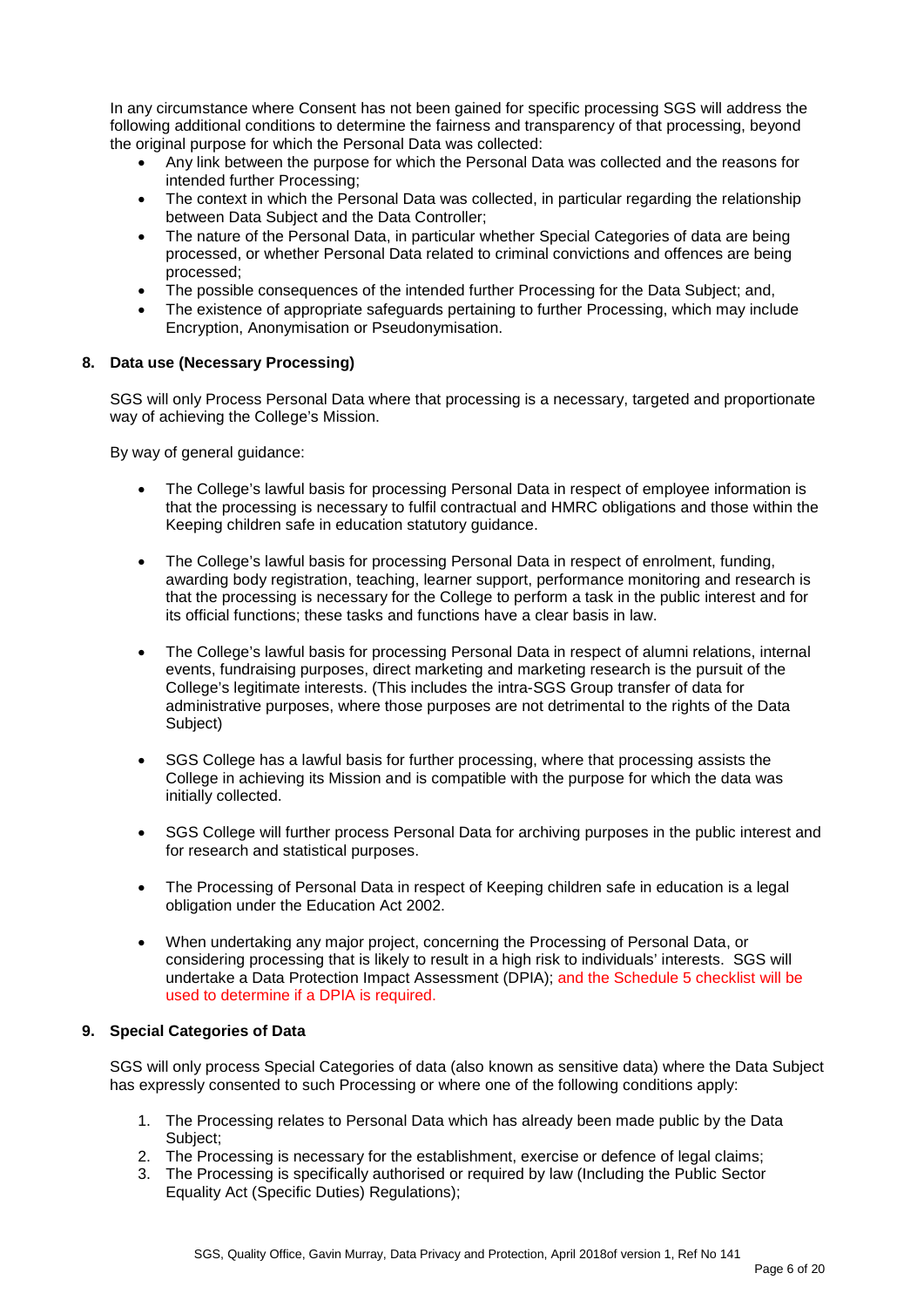In any circumstance where Consent has not been gained for specific processing SGS will address the following additional conditions to determine the fairness and transparency of that processing, beyond the original purpose for which the Personal Data was collected:

- Any link between the purpose for which the Personal Data was collected and the reasons for intended further Processing;
- The context in which the Personal Data was collected, in particular regarding the relationship between Data Subject and the Data Controller;
- The nature of the Personal Data, in particular whether Special Categories of data are being processed, or whether Personal Data related to criminal convictions and offences are being processed;
- The possible consequences of the intended further Processing for the Data Subject; and,
- The existence of appropriate safeguards pertaining to further Processing, which may include Encryption, Anonymisation or Pseudonymisation.

## 8. Data use (Necessary Processing)

SGS will only Process Personal Data where that processing is a necessary, targeted and proportionate way of achieving the College's Mission.

By way of general guidance:

- The College's lawful basis for processing Personal Data in respect of employee information is that the processing is necessary to fulfil contractual and HMRC obligations and those within the Keeping children safe in education statutory guidance.

- The College's lawful basis for processing Personal Data in respect of enrolment, funding, awarding body registration, teaching, learner support, performance monitoring and research is that the processing is necessary for the College to perform a task in the public interest and for its official functions; these tasks and functions have a clear basis in law.

- The College's lawful basis for processing Personal Data in respect of alumni relations, internal events, fundraising purposes, direct marketing and marketing research is the pursuit of the College's legitimate interests. (This includes the intra-SGS Group transfer of data for administrative purposes, where those purposes are not detrimental to the rights of the Data Subject)

- SGS College has a lawful basis for further processing, where that processing assists the College in achieving its Mission and is compatible with the purpose for which the data was initially collected.

- SGS College will further process Personal Data for archiving purposes in the public interest and for research and statistical purposes.

- The Processing of Personal Data in respect of Keeping children safe in education is a legal obligation under the Education Act 2002.

- When undertaking any major project, concerning the Processing of Personal Data, or considering processing that is likely to result in a high risk to individuals' interests. SGS will undertake a Data Protection Impact Assessment (DPIA); and the Schedule 5 checklist will be used to determine if a DPIA is required.

## 9. Special Categories of Data

SGS will only process Special Categories of data (also known as sensitive data) where the Data Subject has expressly consented to such Processing or where one of the following conditions apply:

1. The Processing relates to Personal Data which has already been made public by the Data Subject;
2. The Processing is necessary for the establishment, exercise or defence of legal claims;
3. The Processing is specifically authorised or required by law (Including the Public Sector Equality Act (Specific Duties) Regulations);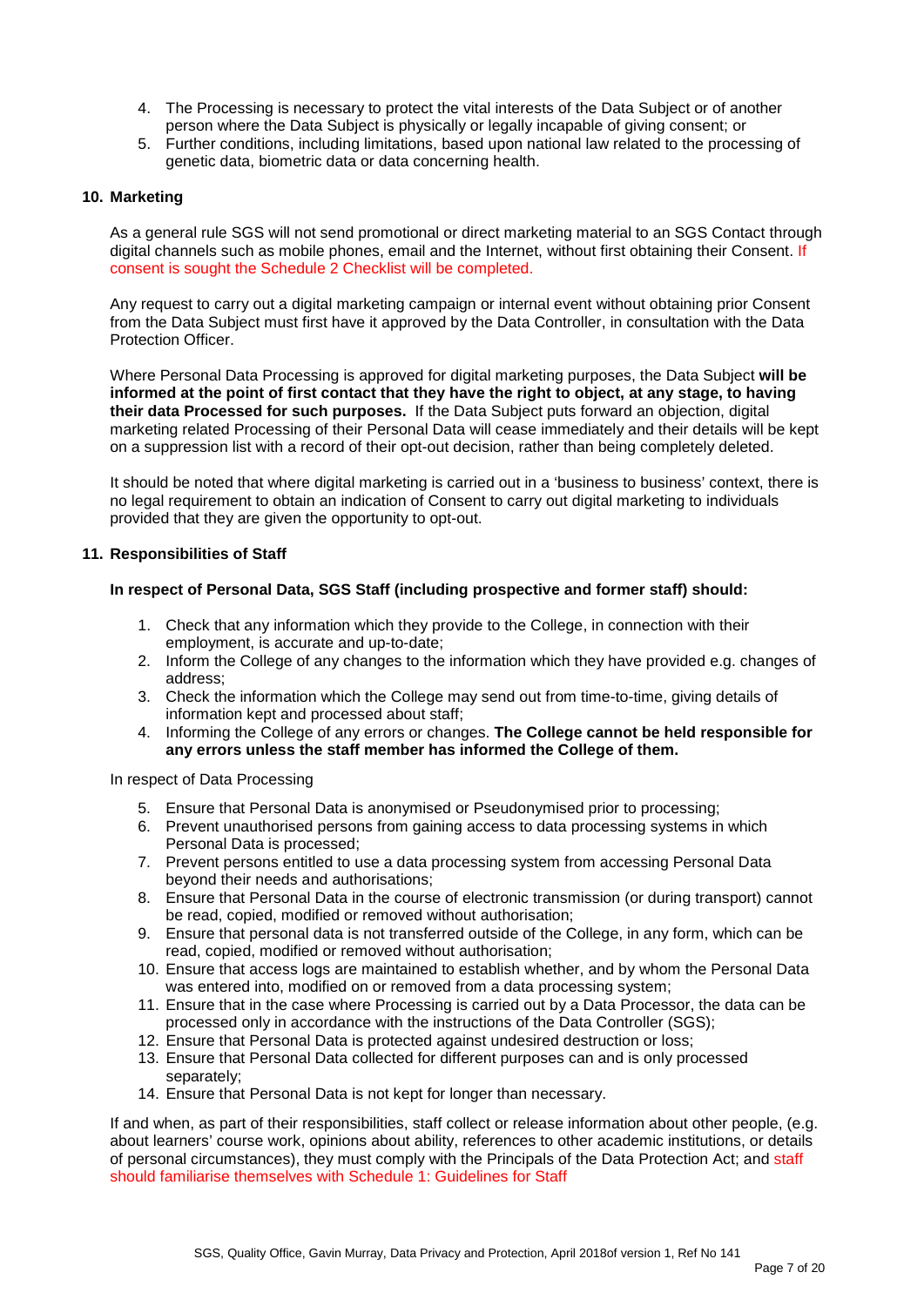4. The Processing is necessary to protect the vital interests of the Data Subject or of another person where the Data Subject is physically or legally incapable of giving consent; or
5. Further conditions, including limitations, based upon national law related to the processing of genetic data, biometric data or data concerning health.

## 10. Marketing

As a general rule SGS will not send promotional or direct marketing material to an SGS Contact through digital channels such as mobile phones, email and the Internet, without first obtaining their Consent. If consent is sought the Schedule 2 Checklist will be completed.

Any request to carry out a digital marketing campaign or internal event without obtaining prior Consent from the Data Subject must first have it approved by the Data Controller, in consultation with the Data Protection Officer.

Where Personal Data Processing is approved for digital marketing purposes, the Data Subject **will be informed at the point of first contact that they have the right to object, at any stage, to having their data Processed for such purposes.** If the Data Subject puts forward an objection, digital marketing related Processing of their Personal Data will cease immediately and their details will be kept on a suppression list with a record of their opt-out decision, rather than being completely deleted.

It should be noted that where digital marketing is carried out in a 'business to business' context, there is no legal requirement to obtain an indication of Consent to carry out digital marketing to individuals provided that they are given the opportunity to opt-out.

## 11. Responsibilities of Staff

**In respect of Personal Data, SGS Staff (including prospective and former staff) should:**

1. Check that any information which they provide to the College, in connection with their employment, is accurate and up-to-date;
2. Inform the College of any changes to the information which they have provided e.g. changes of address;
3. Check the information which the College may send out from time-to-time, giving details of information kept and processed about staff;
4. Informing the College of any errors or changes. **The College cannot be held responsible for any errors unless the staff member has informed the College of them.**

In respect of Data Processing

5. Ensure that Personal Data is anonymised or Pseudonymised prior to processing;
6. Prevent unauthorised persons from gaining access to data processing systems in which Personal Data is processed;
7. Prevent persons entitled to use a data processing system from accessing Personal Data beyond their needs and authorisations;
8. Ensure that Personal Data in the course of electronic transmission (or during transport) cannot be read, copied, modified or removed without authorisation;
9. Ensure that personal data is not transferred outside of the College, in any form, which can be read, copied, modified or removed without authorisation;
10. Ensure that access logs are maintained to establish whether, and by whom the Personal Data was entered into, modified on or removed from a data processing system;
11. Ensure that in the case where Processing is carried out by a Data Processor, the data can be processed only in accordance with the instructions of the Data Controller (SGS);
12. Ensure that Personal Data is protected against undesired destruction or loss;
13. Ensure that Personal Data collected for different purposes can and is only processed separately;
14. Ensure that Personal Data is not kept for longer than necessary.

If and when, as part of their responsibilities, staff collect or release information about other people, (e.g. about learners' course work, opinions about ability, references to other academic institutions, or details of personal circumstances), they must comply with the Principals of the Data Protection Act; and staff should familiarise themselves with Schedule 1: Guidelines for Staff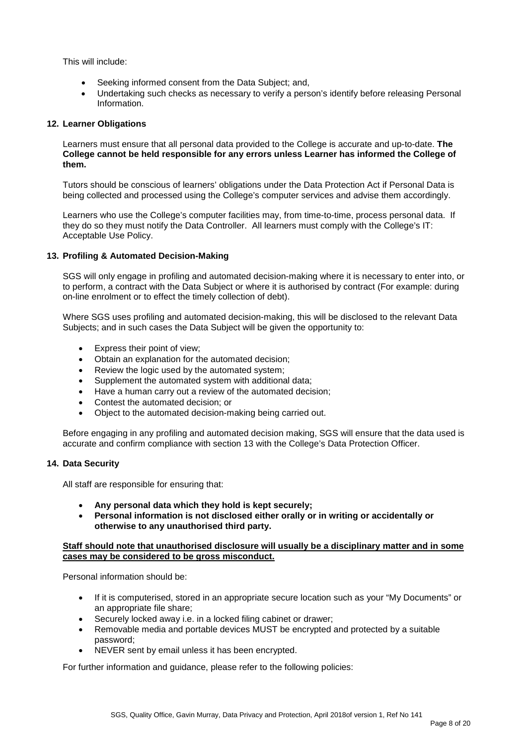This will include:

- Seeking informed consent from the Data Subject; and,
- Undertaking such checks as necessary to verify a person's identify before releasing Personal Information.

## 12. Learner Obligations

Learners must ensure that all personal data provided to the College is accurate and up-to-date. **The College cannot be held responsible for any errors unless Learner has informed the College of them.**

Tutors should be conscious of learners' obligations under the Data Protection Act if Personal Data is being collected and processed using the College's computer services and advise them accordingly.

Learners who use the College's computer facilities may, from time-to-time, process personal data. If they do so they must notify the Data Controller. All learners must comply with the College's IT: Acceptable Use Policy.

## 13. Profiling & Automated Decision-Making

SGS will only engage in profiling and automated decision-making where it is necessary to enter into, or to perform, a contract with the Data Subject or where it is authorised by contract (For example: during on-line enrolment or to effect the timely collection of debt).

Where SGS uses profiling and automated decision-making, this will be disclosed to the relevant Data Subjects; and in such cases the Data Subject will be given the opportunity to:

- Express their point of view;
- Obtain an explanation for the automated decision;
- Review the logic used by the automated system;
- Supplement the automated system with additional data;
- Have a human carry out a review of the automated decision;
- Contest the automated decision; or
- Object to the automated decision-making being carried out.

Before engaging in any profiling and automated decision making, SGS will ensure that the data used is accurate and confirm compliance with section 13 with the College's Data Protection Officer.

## 14. Data Security

All staff are responsible for ensuring that:

- **Any personal data which they hold is kept securely;**
- **Personal information is not disclosed either orally or in writing or accidentally or otherwise to any unauthorised third party.**

<u>**Staff should note that unauthorised disclosure will usually be a disciplinary matter and in some cases may be considered to be gross misconduct.**</u>

Personal information should be:

- If it is computerised, stored in an appropriate secure location such as your "My Documents" or an appropriate file share;
- Securely locked away i.e. in a locked filing cabinet or drawer;
- Removable media and portable devices MUST be encrypted and protected by a suitable password;
- NEVER sent by email unless it has been encrypted.

For further information and guidance, please refer to the following policies: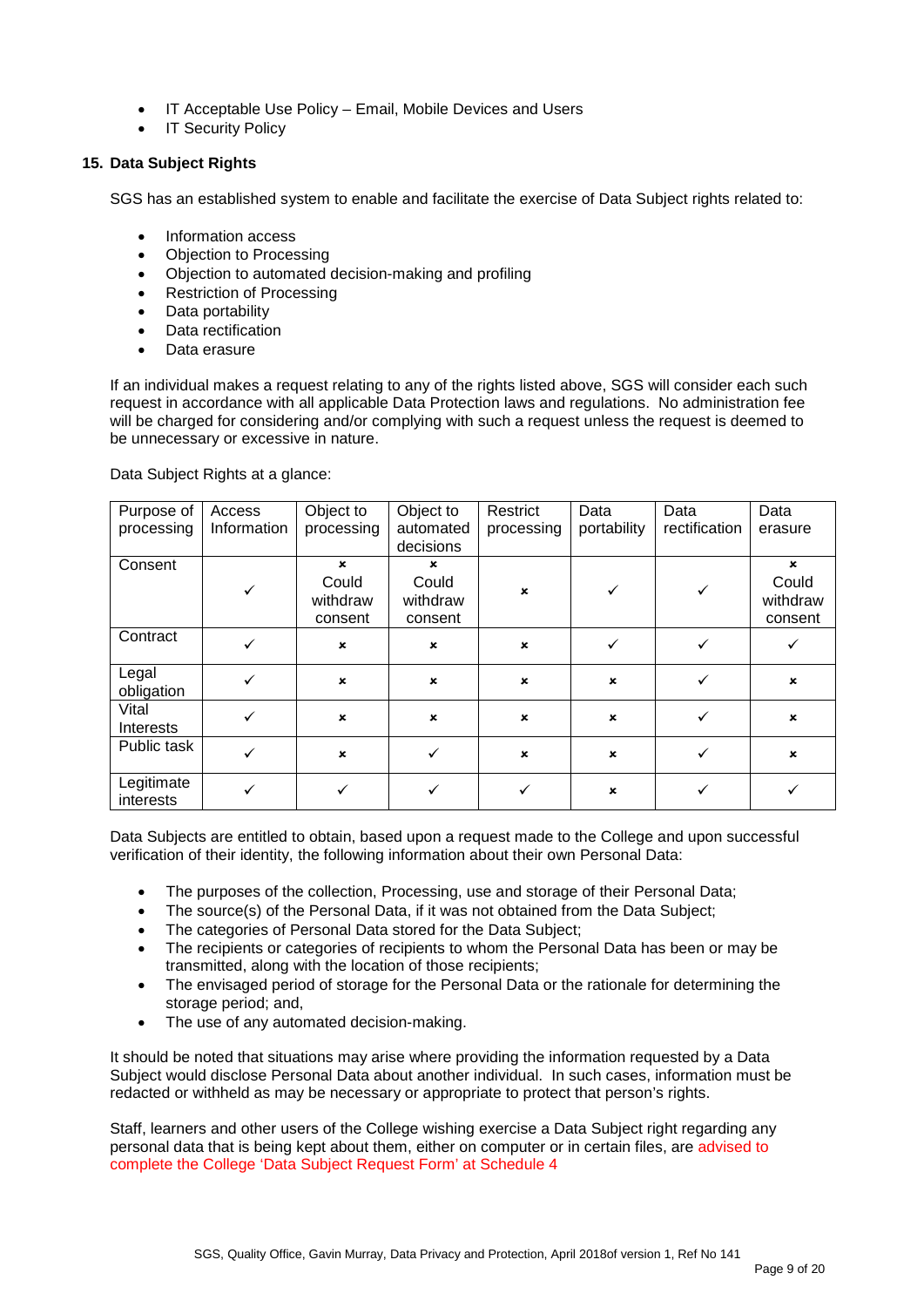- IT Acceptable Use Policy – Email, Mobile Devices and Users
- IT Security Policy

## 15. Data Subject Rights

SGS has an established system to enable and facilitate the exercise of Data Subject rights related to:

- Information access
- Objection to Processing
- Objection to automated decision-making and profiling
- Restriction of Processing
- Data portability
- Data rectification
- Data erasure

If an individual makes a request relating to any of the rights listed above, SGS will consider each such request in accordance with all applicable Data Protection laws and regulations. No administration fee will be charged for considering and/or complying with such a request unless the request is deemed to be unnecessary or excessive in nature.

Data Subject Rights at a glance:

| Purpose of processing | Access Information | Object to processing | Object to automated decisions | Restrict processing | Data portability | Data rectification | Data erasure |
|---|---|---|---|---|---|---|---|
| Consent | ✓ | ✗ Could withdraw consent | ✗ Could withdraw consent | ✗ | ✓ | ✓ | ✗ Could withdraw consent |
| Contract | ✓ | ✗ | ✗ | ✗ | ✓ | ✓ | ✓ |
| Legal obligation | ✓ | ✗ | ✗ | ✗ | ✗ | ✓ | ✗ |
| Vital Interests | ✓ | ✗ | ✗ | ✗ | ✗ | ✓ | ✗ |
| Public task | ✓ | ✗ | ✓ | ✗ | ✗ | ✓ | ✗ |
| Legitimate interests | ✓ | ✓ | ✓ | ✓ | ✗ | ✓ | ✓ |

Data Subjects are entitled to obtain, based upon a request made to the College and upon successful verification of their identity, the following information about their own Personal Data:

- The purposes of the collection, Processing, use and storage of their Personal Data;
- The source(s) of the Personal Data, if it was not obtained from the Data Subject;
- The categories of Personal Data stored for the Data Subject;
- The recipients or categories of recipients to whom the Personal Data has been or may be transmitted, along with the location of those recipients;
- The envisaged period of storage for the Personal Data or the rationale for determining the storage period; and,
- The use of any automated decision-making.

It should be noted that situations may arise where providing the information requested by a Data Subject would disclose Personal Data about another individual. In such cases, information must be redacted or withheld as may be necessary or appropriate to protect that person's rights.

Staff, learners and other users of the College wishing exercise a Data Subject right regarding any personal data that is being kept about them, either on computer or in certain files, are advised to complete the College 'Data Subject Request Form' at Schedule 4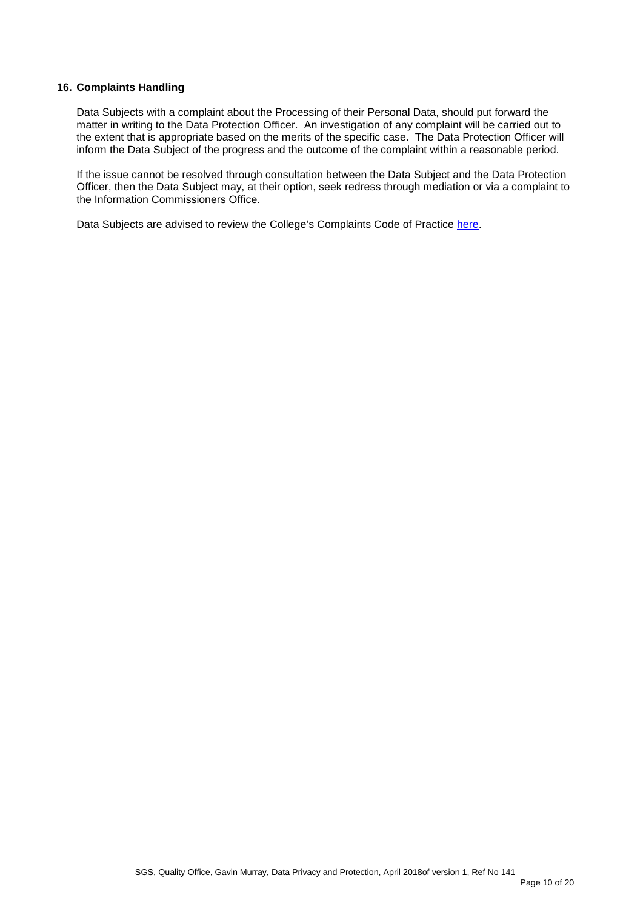## 16. Complaints Handling

Data Subjects with a complaint about the Processing of their Personal Data, should put forward the matter in writing to the Data Protection Officer. An investigation of any complaint will be carried out to the extent that is appropriate based on the merits of the specific case. The Data Protection Officer will inform the Data Subject of the progress and the outcome of the complaint within a reasonable period.

If the issue cannot be resolved through consultation between the Data Subject and the Data Protection Officer, then the Data Subject may, at their option, seek redress through mediation or via a complaint to the Information Commissioners Office.

Data Subjects are advised to review the College's Complaints Code of Practice here.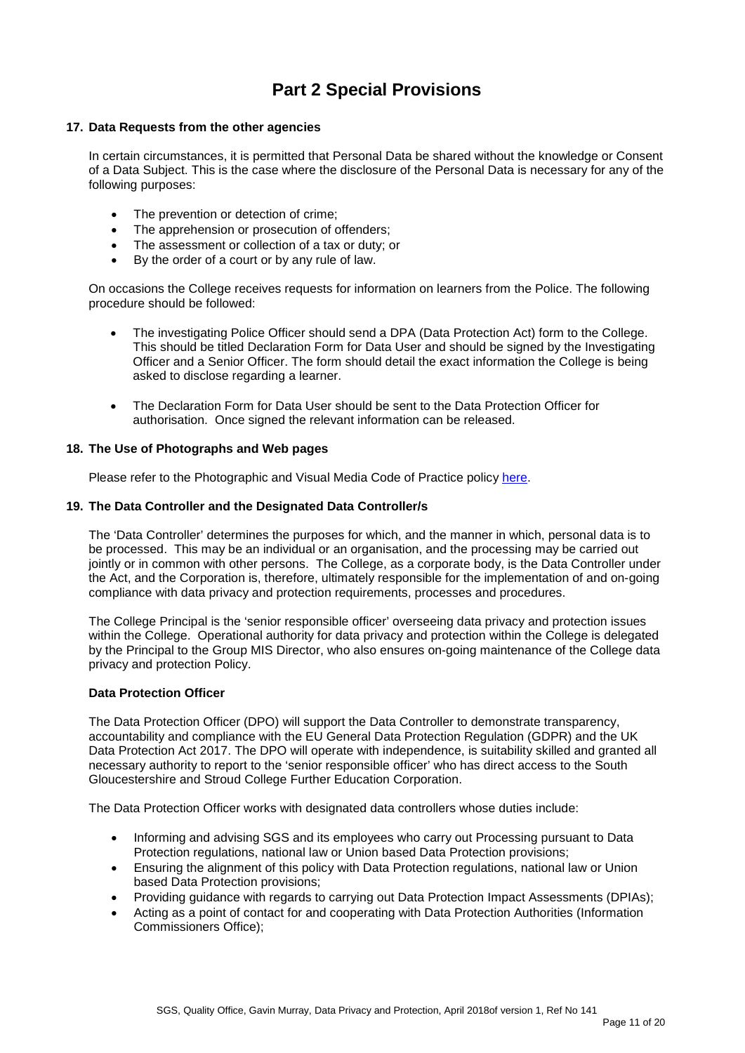# Part 2 Special Provisions

## 17. Data Requests from the other agencies

In certain circumstances, it is permitted that Personal Data be shared without the knowledge or Consent of a Data Subject. This is the case where the disclosure of the Personal Data is necessary for any of the following purposes:

- The prevention or detection of crime;
- The apprehension or prosecution of offenders;
- The assessment or collection of a tax or duty; or
- By the order of a court or by any rule of law.

On occasions the College receives requests for information on learners from the Police. The following procedure should be followed:

- The investigating Police Officer should send a DPA (Data Protection Act) form to the College. This should be titled Declaration Form for Data User and should be signed by the Investigating Officer and a Senior Officer. The form should detail the exact information the College is being asked to disclose regarding a learner.

- The Declaration Form for Data User should be sent to the Data Protection Officer for authorisation. Once signed the relevant information can be released.

## 18. The Use of Photographs and Web pages

Please refer to the Photographic and Visual Media Code of Practice policy here.

## 19. The Data Controller and the Designated Data Controller/s

The 'Data Controller' determines the purposes for which, and the manner in which, personal data is to be processed. This may be an individual or an organisation, and the processing may be carried out jointly or in common with other persons. The College, as a corporate body, is the Data Controller under the Act, and the Corporation is, therefore, ultimately responsible for the implementation of and on-going compliance with data privacy and protection requirements, processes and procedures.

The College Principal is the 'senior responsible officer' overseeing data privacy and protection issues within the College. Operational authority for data privacy and protection within the College is delegated by the Principal to the Group MIS Director, who also ensures on-going maintenance of the College data privacy and protection Policy.

### Data Protection Officer

The Data Protection Officer (DPO) will support the Data Controller to demonstrate transparency, accountability and compliance with the EU General Data Protection Regulation (GDPR) and the UK Data Protection Act 2017. The DPO will operate with independence, is suitability skilled and granted all necessary authority to report to the 'senior responsible officer' who has direct access to the South Gloucestershire and Stroud College Further Education Corporation.

The Data Protection Officer works with designated data controllers whose duties include:

- Informing and advising SGS and its employees who carry out Processing pursuant to Data Protection regulations, national law or Union based Data Protection provisions;
- Ensuring the alignment of this policy with Data Protection regulations, national law or Union based Data Protection provisions;
- Providing guidance with regards to carrying out Data Protection Impact Assessments (DPIAs);
- Acting as a point of contact for and cooperating with Data Protection Authorities (Information Commissioners Office);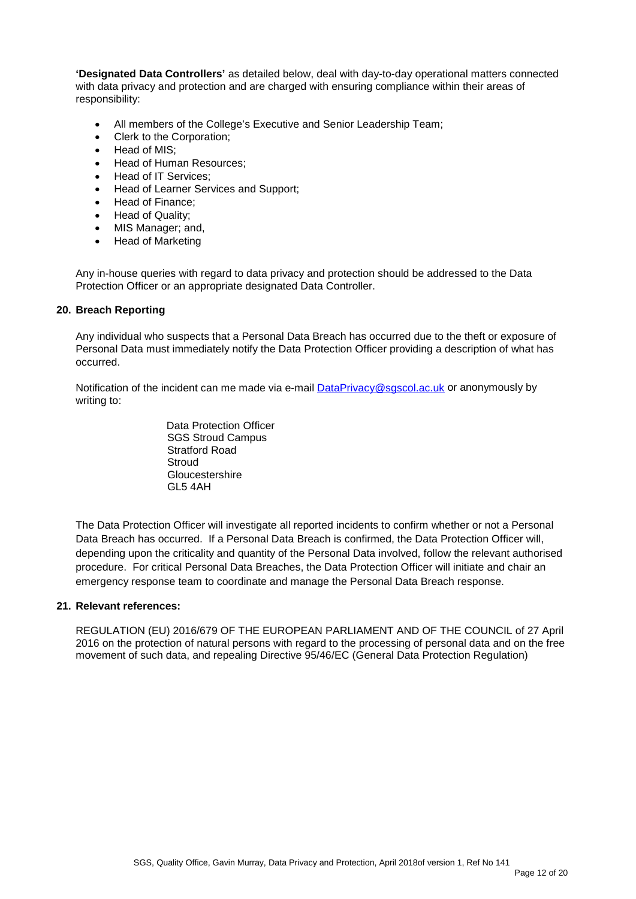**'Designated Data Controllers'** as detailed below, deal with day-to-day operational matters connected with data privacy and protection and are charged with ensuring compliance within their areas of responsibility:

- All members of the College's Executive and Senior Leadership Team;
- Clerk to the Corporation;
- Head of MIS;
- Head of Human Resources;
- Head of IT Services;
- Head of Learner Services and Support;
- Head of Finance;
- Head of Quality;
- MIS Manager; and,
- Head of Marketing

Any in-house queries with regard to data privacy and protection should be addressed to the Data Protection Officer or an appropriate designated Data Controller.

## 20. Breach Reporting

Any individual who suspects that a Personal Data Breach has occurred due to the theft or exposure of Personal Data must immediately notify the Data Protection Officer providing a description of what has occurred.

Notification of the incident can me made via e-mail DataPrivacy@sgscol.ac.uk or anonymously by writing to:

Data Protection Officer
SGS Stroud Campus
Stratford Road
Stroud
Gloucestershire
GL5 4AH

The Data Protection Officer will investigate all reported incidents to confirm whether or not a Personal Data Breach has occurred. If a Personal Data Breach is confirmed, the Data Protection Officer will, depending upon the criticality and quantity of the Personal Data involved, follow the relevant authorised procedure. For critical Personal Data Breaches, the Data Protection Officer will initiate and chair an emergency response team to coordinate and manage the Personal Data Breach response.

## 21. Relevant references:

REGULATION (EU) 2016/679 OF THE EUROPEAN PARLIAMENT AND OF THE COUNCIL of 27 April 2016 on the protection of natural persons with regard to the processing of personal data and on the free movement of such data, and repealing Directive 95/46/EC (General Data Protection Regulation)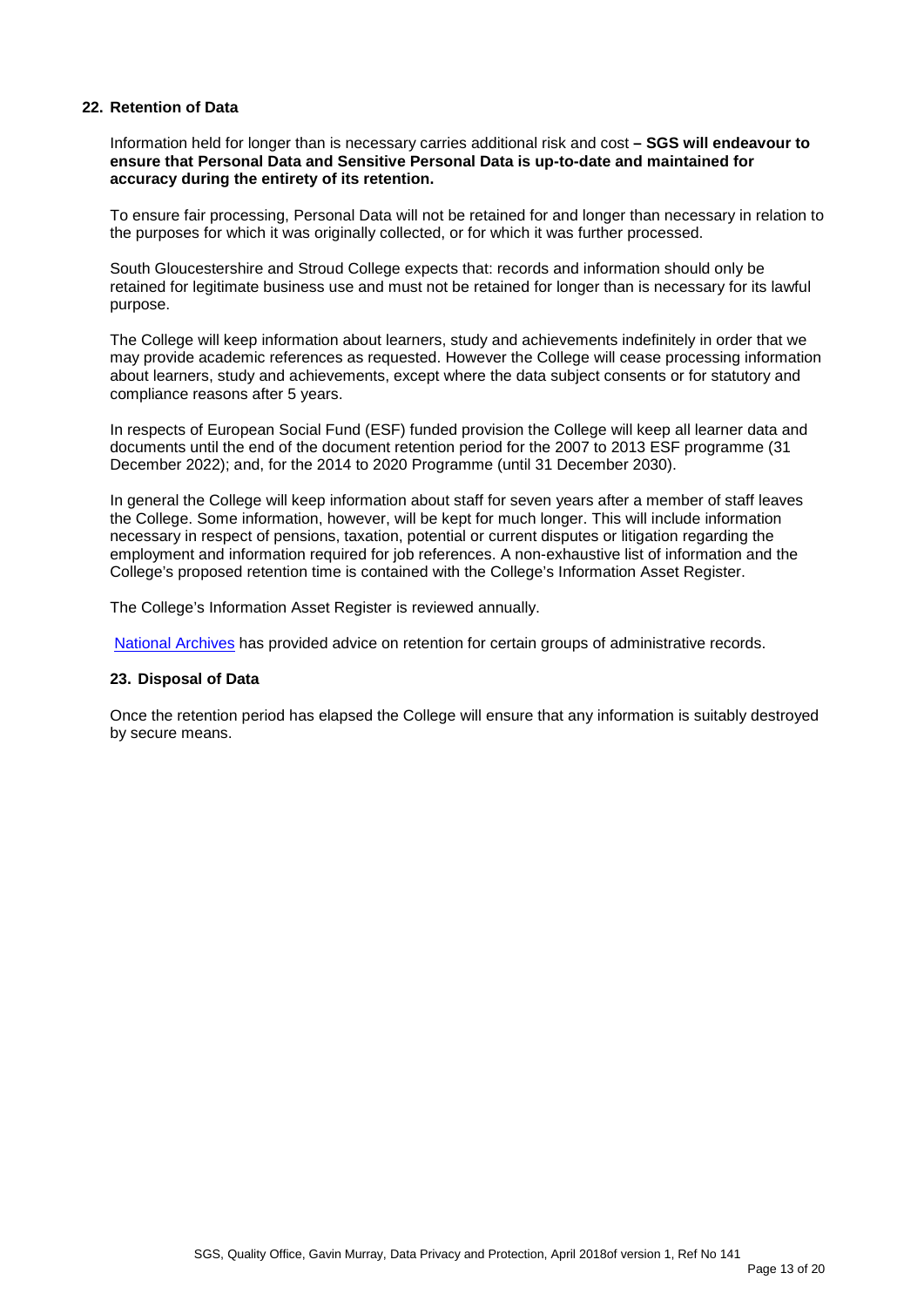## 22. Retention of Data

Information held for longer than is necessary carries additional risk and cost **– SGS will endeavour to ensure that Personal Data and Sensitive Personal Data is up-to-date and maintained for accuracy during the entirety of its retention.**

To ensure fair processing, Personal Data will not be retained for and longer than necessary in relation to the purposes for which it was originally collected, or for which it was further processed.

South Gloucestershire and Stroud College expects that: records and information should only be retained for legitimate business use and must not be retained for longer than is necessary for its lawful purpose.

The College will keep information about learners, study and achievements indefinitely in order that we may provide academic references as requested. However the College will cease processing information about learners, study and achievements, except where the data subject consents or for statutory and compliance reasons after 5 years.

In respects of European Social Fund (ESF) funded provision the College will keep all learner data and documents until the end of the document retention period for the 2007 to 2013 ESF programme (31 December 2022); and, for the 2014 to 2020 Programme (until 31 December 2030).

In general the College will keep information about staff for seven years after a member of staff leaves the College. Some information, however, will be kept for much longer. This will include information necessary in respect of pensions, taxation, potential or current disputes or litigation regarding the employment and information required for job references. A non-exhaustive list of information and the College's proposed retention time is contained with the College's Information Asset Register.

The College's Information Asset Register is reviewed annually.

National Archives has provided advice on retention for certain groups of administrative records.

## 23. Disposal of Data

Once the retention period has elapsed the College will ensure that any information is suitably destroyed by secure means.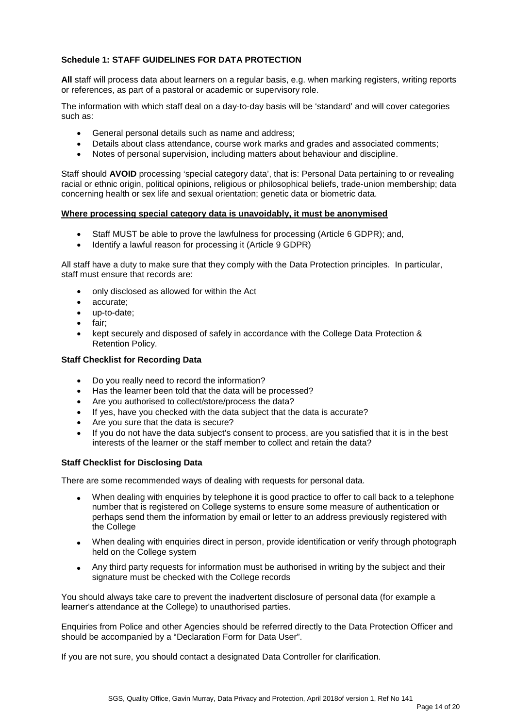### Schedule 1: STAFF GUIDELINES FOR DATA PROTECTION

**All** staff will process data about learners on a regular basis, e.g. when marking registers, writing reports or references, as part of a pastoral or academic or supervisory role.

The information with which staff deal on a day-to-day basis will be 'standard' and will cover categories such as:

- General personal details such as name and address;
- Details about class attendance, course work marks and grades and associated comments;
- Notes of personal supervision, including matters about behaviour and discipline.

Staff should **AVOID** processing 'special category data', that is: Personal Data pertaining to or revealing racial or ethnic origin, political opinions, religious or philosophical beliefs, trade-union membership; data concerning health or sex life and sexual orientation; genetic data or biometric data.

**Where processing special category data is unavoidably, it must be anonymised**

- Staff MUST be able to prove the lawfulness for processing (Article 6 GDPR); and,
- Identify a lawful reason for processing it (Article 9 GDPR)

All staff have a duty to make sure that they comply with the Data Protection principles. In particular, staff must ensure that records are:

- only disclosed as allowed for within the Act
- accurate;
- up-to-date;
- fair;
- kept securely and disposed of safely in accordance with the College Data Protection & Retention Policy.

**Staff Checklist for Recording Data**

- Do you really need to record the information?
- Has the learner been told that the data will be processed?
- Are you authorised to collect/store/process the data?
- If yes, have you checked with the data subject that the data is accurate?
- Are you sure that the data is secure?
- If you do not have the data subject's consent to process, are you satisfied that it is in the best interests of the learner or the staff member to collect and retain the data?

**Staff Checklist for Disclosing Data**

There are some recommended ways of dealing with requests for personal data.

- When dealing with enquiries by telephone it is good practice to offer to call back to a telephone number that is registered on College systems to ensure some measure of authentication or perhaps send them the information by email or letter to an address previously registered with the College
- When dealing with enquiries direct in person, provide identification or verify through photograph held on the College system
- Any third party requests for information must be authorised in writing by the subject and their signature must be checked with the College records

You should always take care to prevent the inadvertent disclosure of personal data (for example a learner's attendance at the College) to unauthorised parties.

Enquiries from Police and other Agencies should be referred directly to the Data Protection Officer and should be accompanied by a "Declaration Form for Data User".

If you are not sure, you should contact a designated Data Controller for clarification.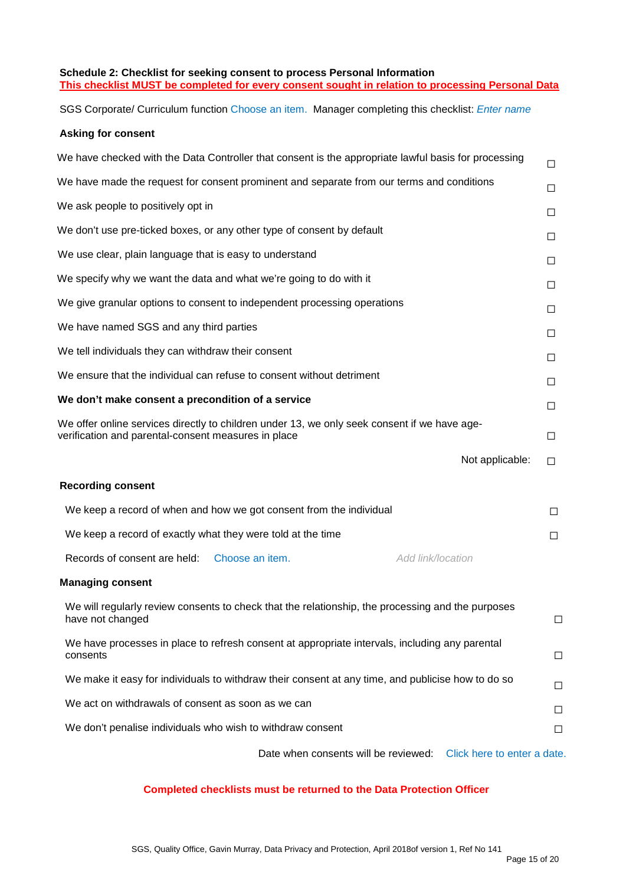**Schedule 2: Checklist for seeking consent to process Personal Information**
**This checklist MUST be completed for every consent sought in relation to processing Personal Data**

SGS Corporate/ Curriculum function Choose an item. Manager completing this checklist: *Enter name*

**Asking for consent**

| | |
|---|---|
| We have checked with the Data Controller that consent is the appropriate lawful basis for processing | ☐ |
| We have made the request for consent prominent and separate from our terms and conditions | ☐ |
| We ask people to positively opt in | ☐ |
| We don't use pre-ticked boxes, or any other type of consent by default | ☐ |
| We use clear, plain language that is easy to understand | ☐ |
| We specify why we want the data and what we're going to do with it | ☐ |
| We give granular options to consent to independent processing operations | ☐ |
| We have named SGS and any third parties | ☐ |
| We tell individuals they can withdraw their consent | ☐ |
| We ensure that the individual can refuse to consent without detriment | ☐ |
| **We don't make consent a precondition of a service** | ☐ |
| We offer online services directly to children under 13, we only seek consent if we have age-verification and parental-consent measures in place | ☐ |
| Not applicable: | ☐ |

**Recording consent**

| | |
|---|---|
| We keep a record of when and how we got consent from the individual | ☐ |
| We keep a record of exactly what they were told at the time | ☐ |

Records of consent are held: Choose an item. *Add link/location*

**Managing consent**

| | |
|---|---|
| We will regularly review consents to check that the relationship, the processing and the purposes have not changed | ☐ |
| We have processes in place to refresh consent at appropriate intervals, including any parental consents | ☐ |
| We make it easy for individuals to withdraw their consent at any time, and publicise how to do so | ☐ |
| We act on withdrawals of consent as soon as we can | ☐ |
| We don't penalise individuals who wish to withdraw consent | ☐ |

Date when consents will be reviewed: Click here to enter a date.

**Completed checklists must be returned to the Data Protection Officer**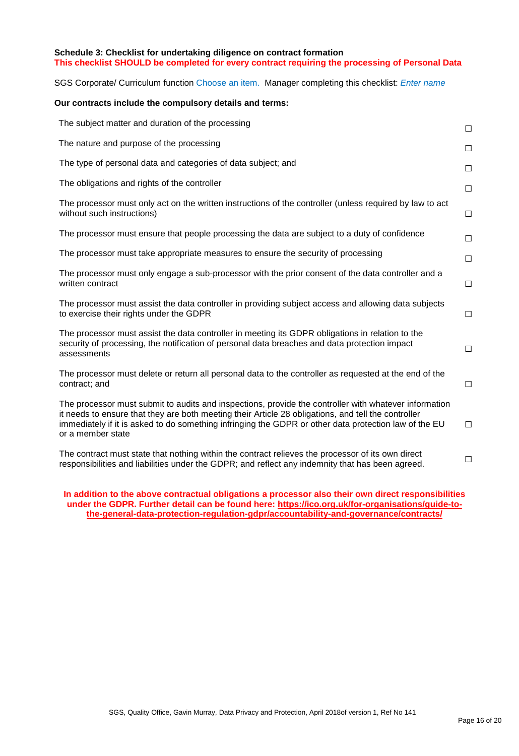**Schedule 3: Checklist for undertaking diligence on contract formation**
**This checklist SHOULD be completed for every contract requiring the processing of Personal Data**

SGS Corporate/ Curriculum function Choose an item. Manager completing this checklist: *Enter name*

**Our contracts include the compulsory details and terms:**

| | |
|---|---|
| The subject matter and duration of the processing | ☐ |
| The nature and purpose of the processing | ☐ |
| The type of personal data and categories of data subject; and | ☐ |
| The obligations and rights of the controller | ☐ |
| The processor must only act on the written instructions of the controller (unless required by law to act without such instructions) | ☐ |
| The processor must ensure that people processing the data are subject to a duty of confidence | ☐ |
| The processor must take appropriate measures to ensure the security of processing | ☐ |
| The processor must only engage a sub-processor with the prior consent of the data controller and a written contract | ☐ |
| The processor must assist the data controller in providing subject access and allowing data subjects to exercise their rights under the GDPR | ☐ |
| The processor must assist the data controller in meeting its GDPR obligations in relation to the security of processing, the notification of personal data breaches and data protection impact assessments | ☐ |
| The processor must delete or return all personal data to the controller as requested at the end of the contract; and | ☐ |
| The processor must submit to audits and inspections, provide the controller with whatever information it needs to ensure that they are both meeting their Article 28 obligations, and tell the controller immediately if it is asked to do something infringing the GDPR or other data protection law of the EU or a member state | ☐ |
| The contract must state that nothing within the contract relieves the processor of its own direct responsibilities and liabilities under the GDPR; and reflect any indemnity that has been agreed. | ☐ |

**In addition to the above contractual obligations a processor also their own direct responsibilities under the GDPR. Further detail can be found here: https://ico.org.uk/for-organisations/guide-to-the-general-data-protection-regulation-gdpr/accountability-and-governance/contracts/**

SGS, Quality Office, Gavin Murray, Data Privacy and Protection, April 2018of version 1, Ref No 141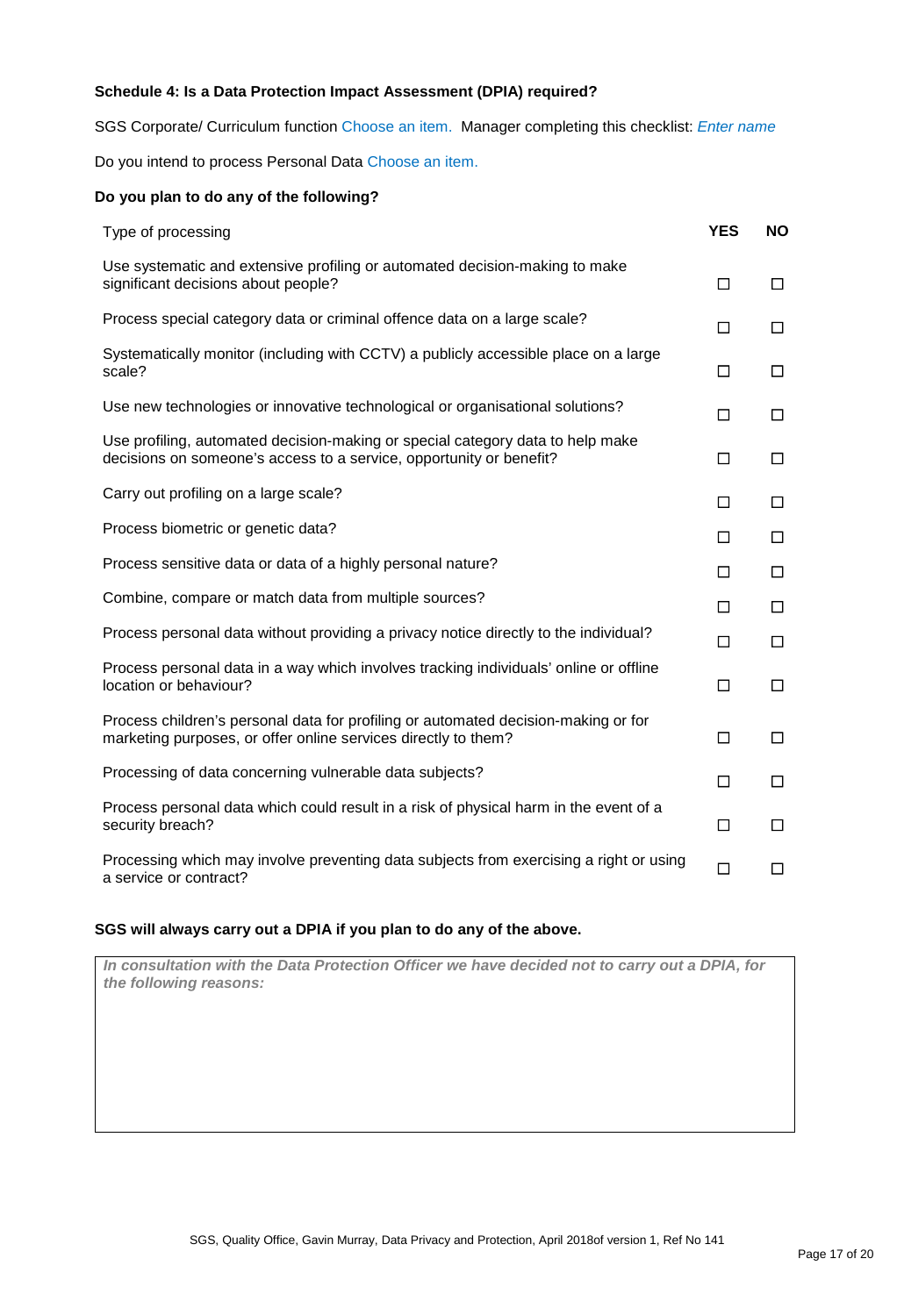### Schedule 4: Is a Data Protection Impact Assessment (DPIA) required?

SGS Corporate/ Curriculum function Choose an item. Manager completing this checklist: *Enter name*

Do you intend to process Personal Data Choose an item.

**Do you plan to do any of the following?**

| Type of processing | YES | NO |
|---|---|---|
| Use systematic and extensive profiling or automated decision-making to make significant decisions about people? | ☐ | ☐ |
| Process special category data or criminal offence data on a large scale? | ☐ | ☐ |
| Systematically monitor (including with CCTV) a publicly accessible place on a large scale? | ☐ | ☐ |
| Use new technologies or innovative technological or organisational solutions? | ☐ | ☐ |
| Use profiling, automated decision-making or special category data to help make decisions on someone's access to a service, opportunity or benefit? | ☐ | ☐ |
| Carry out profiling on a large scale? | ☐ | ☐ |
| Process biometric or genetic data? | ☐ | ☐ |
| Process sensitive data or data of a highly personal nature? | ☐ | ☐ |
| Combine, compare or match data from multiple sources? | ☐ | ☐ |
| Process personal data without providing a privacy notice directly to the individual? | ☐ | ☐ |
| Process personal data in a way which involves tracking individuals' online or offline location or behaviour? | ☐ | ☐ |
| Process children's personal data for profiling or automated decision-making or for marketing purposes, or offer online services directly to them? | ☐ | ☐ |
| Processing of data concerning vulnerable data subjects? | ☐ | ☐ |
| Process personal data which could result in a risk of physical harm in the event of a security breach? | ☐ | ☐ |
| Processing which may involve preventing data subjects from exercising a right or using a service or contract? | ☐ | ☐ |

**SGS will always carry out a DPIA if you plan to do any of the above.**

***In consultation with the Data Protection Officer we have decided not to carry out a DPIA, for the following reasons:***

SGS, Quality Office, Gavin Murray, Data Privacy and Protection, April 2018of version 1, Ref No 141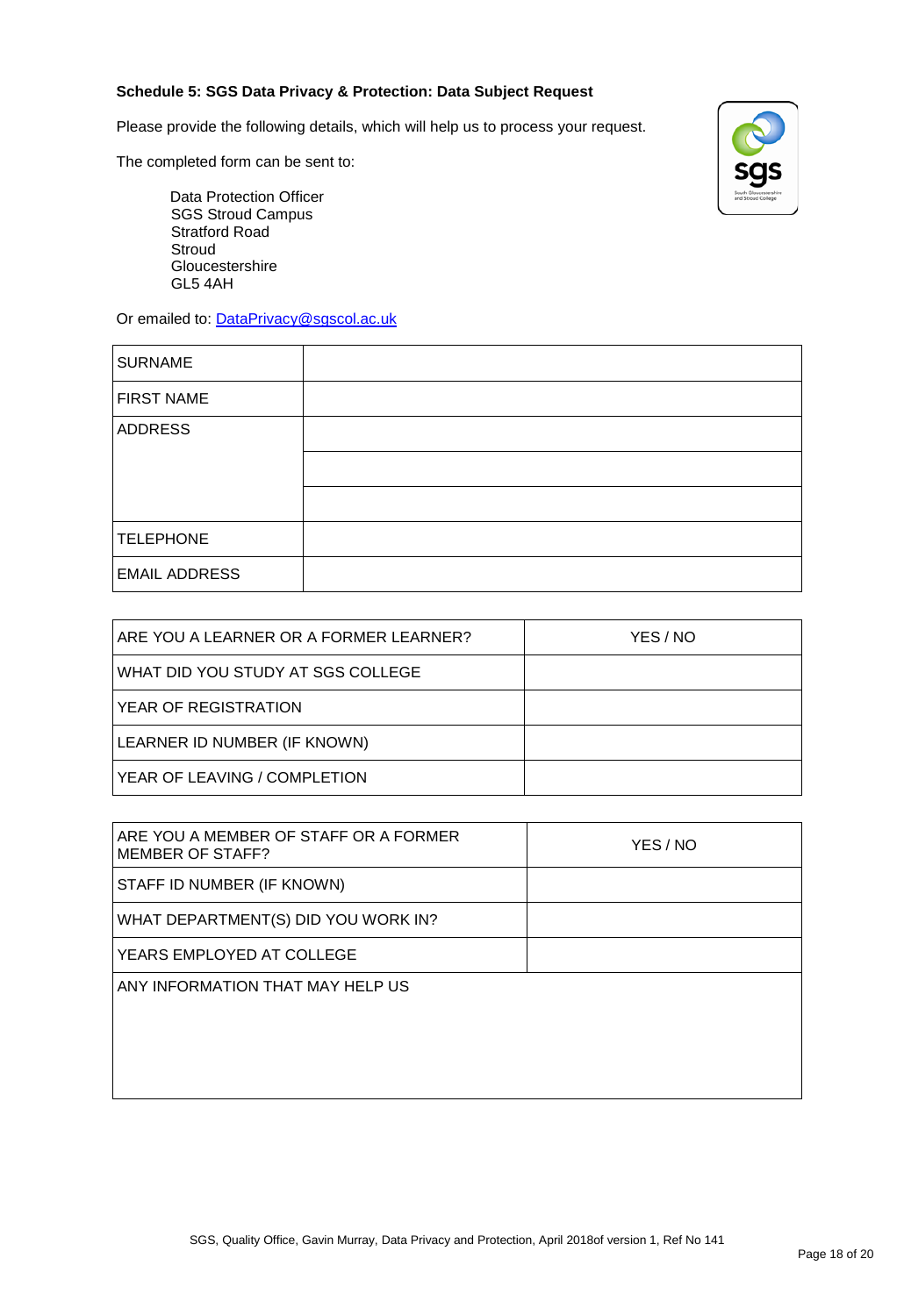**Schedule 5: SGS Data Privacy & Protection: Data Subject Request**

Please provide the following details, which will help us to process your request.

The completed form can be sent to:

Data Protection Officer
SGS Stroud Campus
Stratford Road
Stroud
Gloucestershire
GL5 4AH

Or emailed to: DataPrivacy@sgscol.ac.uk

| SURNAME | |
|---|---|
| FIRST NAME | |
| ADDRESS | |
| | |
| | |
| TELEPHONE | |
| EMAIL ADDRESS | |

| ARE YOU A LEARNER OR A FORMER LEARNER? | YES / NO |
|---|---|
| WHAT DID YOU STUDY AT SGS COLLEGE | |
| YEAR OF REGISTRATION | |
| LEARNER ID NUMBER (IF KNOWN) | |
| YEAR OF LEAVING / COMPLETION | |

| ARE YOU A MEMBER OF STAFF OR A FORMER MEMBER OF STAFF? | YES / NO |
|---|---|
| STAFF ID NUMBER (IF KNOWN) | |
| WHAT DEPARTMENT(S) DID YOU WORK IN? | |
| YEARS EMPLOYED AT COLLEGE | |
| ANY INFORMATION THAT MAY HELP US | |

SGS, Quality Office, Gavin Murray, Data Privacy and Protection, April 2018of version 1, Ref No 141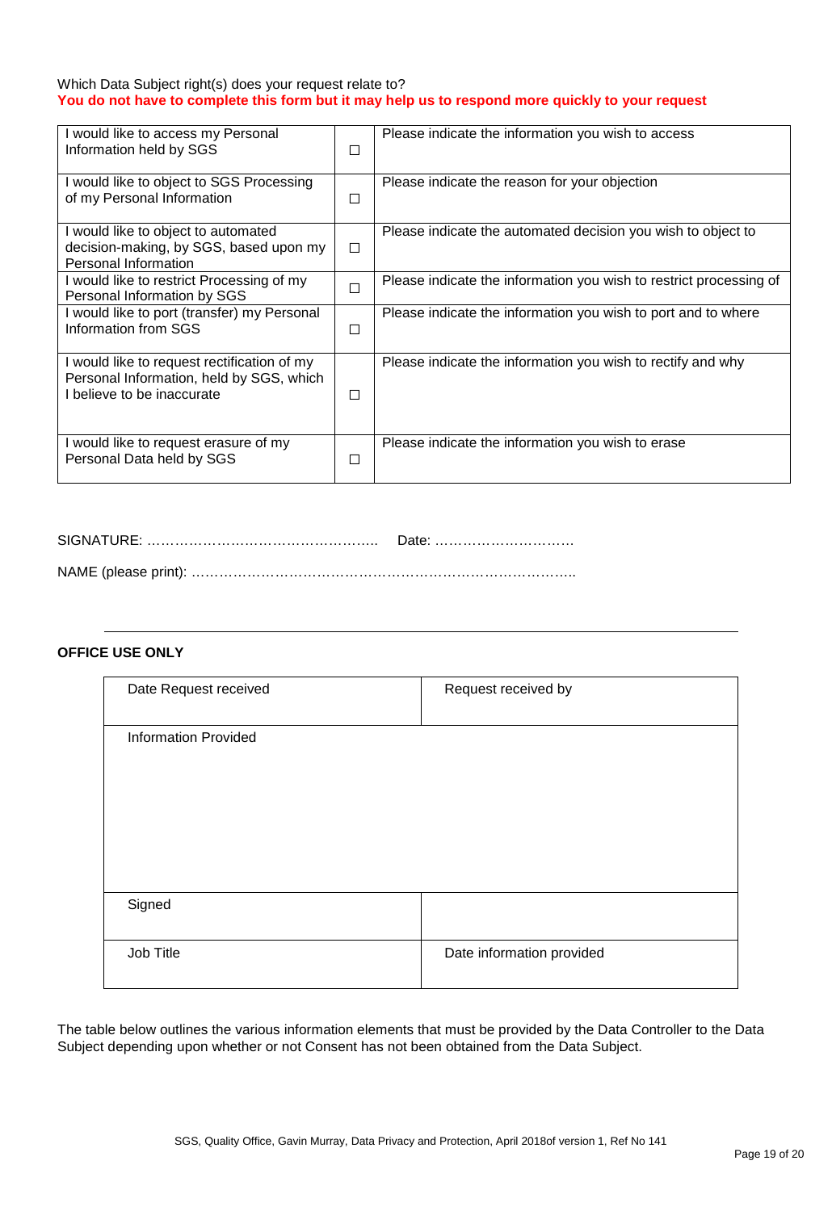Which Data Subject right(s) does your request relate to?
**You do not have to complete this form but it may help us to respond more quickly to your request**

| | | |
|---|---|---|
| I would like to access my Personal Information held by SGS | ☐ | Please indicate the information you wish to access |
| I would like to object to SGS Processing of my Personal Information | ☐ | Please indicate the reason for your objection |
| I would like to object to automated decision-making, by SGS, based upon my Personal Information | ☐ | Please indicate the automated decision you wish to object to |
| I would like to restrict Processing of my Personal Information by SGS | ☐ | Please indicate the information you wish to restrict processing of |
| I would like to port (transfer) my Personal Information from SGS | ☐ | Please indicate the information you wish to port and to where |
| I would like to request rectification of my Personal Information, held by SGS, which I believe to be inaccurate | ☐ | Please indicate the information you wish to rectify and why |
| I would like to request erasure of my Personal Data held by SGS | ☐ | Please indicate the information you wish to erase |

SIGNATURE: …………………………………………….. Date: …………………………

NAME (please print): ………………………………………………………………………..

---

**OFFICE USE ONLY**

| | |
|---|---|
| Date Request received | Request received by |
| Information Provided | |
| Signed | |
| Job Title | Date information provided |

The table below outlines the various information elements that must be provided by the Data Controller to the Data Subject depending upon whether or not Consent has not been obtained from the Data Subject.

SGS, Quality Office, Gavin Murray, Data Privacy and Protection, April 2018of version 1, Ref No 141